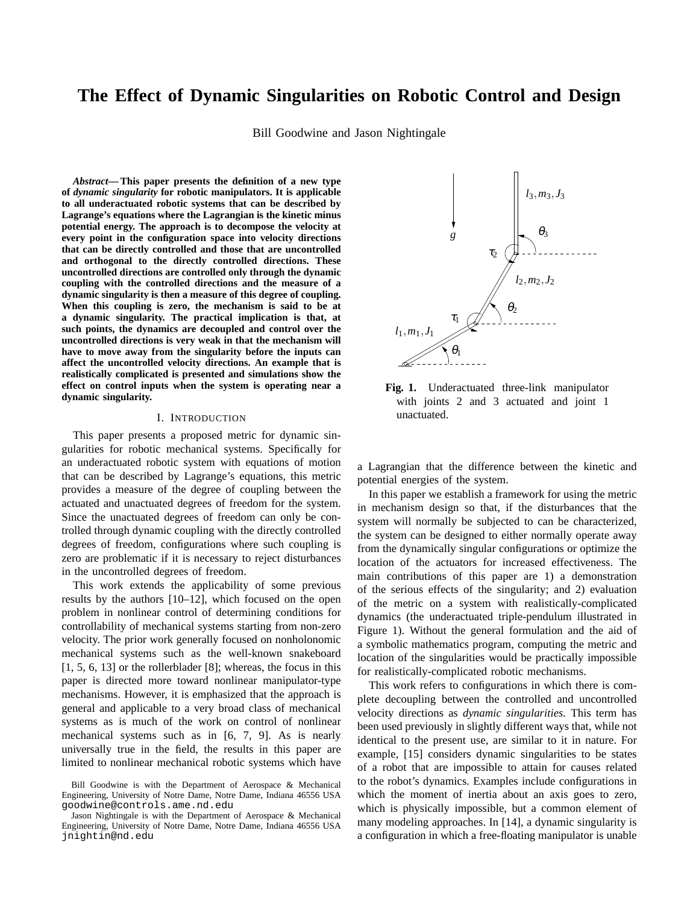# The Effect of Dynamic Singularities on Robotic Control and Design

Bill Goodwine and Jason Nightingale

***Abstract*— This paper presents the definition of a new type of *dynamic singularity* for robotic manipulators. It is applicable to all underactuated robotic systems that can be described by Lagrange's equations where the Lagrangian is the kinetic minus potential energy. The approach is to decompose the velocity at every point in the configuration space into velocity directions that can be directly controlled and those that are uncontrolled and orthogonal to the directly controlled directions. These uncontrolled directions are controlled only through the dynamic coupling with the controlled directions and the measure of a dynamic singularity is then a measure of this degree of coupling. When this coupling is zero, the mechanism is said to be at a dynamic singularity. The practical implication is that, at such points, the dynamics are decoupled and control over the uncontrolled directions is very weak in that the mechanism will have to move away from the singularity before the inputs can affect the uncontrolled velocity directions. An example that is realistically complicated is presented and simulations show the effect on control inputs when the system is operating near a dynamic singularity.**

## I. Introduction

This paper presents a proposed metric for dynamic singularities for robotic mechanical systems. Specifically for an underactuated robotic system with equations of motion that can be described by Lagrange's equations, this metric provides a measure of the degree of coupling between the actuated and unactuated degrees of freedom for the system. Since the unactuated degrees of freedom can only be controlled through dynamic coupling with the directly controlled degrees of freedom, configurations where such coupling is zero are problematic if it is necessary to reject disturbances in the uncontrolled degrees of freedom.

This work extends the applicability of some previous results by the authors [10–12], which focused on the open problem in nonlinear control of determining conditions for controllability of mechanical systems starting from non-zero velocity. The prior work generally focused on nonholonomic mechanical systems such as the well-known snakeboard [1, 5, 6, 13] or the rollerblader [8]; whereas, the focus in this paper is directed more toward nonlinear manipulator-type mechanisms. However, it is emphasized that the approach is general and applicable to a very broad class of mechanical systems as is much of the work on control of nonlinear mechanical systems such as in [6, 7, 9]. As is nearly universally true in the field, the results in this paper are limited to nonlinear mechanical robotic systems which have a Lagrangian that the difference between the kinetic and potential energies of the system.

Bill Goodwine is with the Department of Aerospace & Mechanical Engineering, University of Notre Dame, Notre Dame, Indiana 46556 USA goodwine@controls.ame.nd.edu

Jason Nightingale is with the Department of Aerospace & Mechanical Engineering, University of Notre Dame, Notre Dame, Indiana 46556 USA jnightin@nd.edu

**Fig. 1.** Underactuated three-link manipulator with joints 2 and 3 actuated and joint 1 unactuated.

In this paper we establish a framework for using the metric in mechanism design so that, if the disturbances that the system will normally be subjected to can be characterized, the system can be designed to either normally operate away from the dynamically singular configurations or optimize the location of the actuators for increased effectiveness. The main contributions of this paper are 1) a demonstration of the serious effects of the singularity; and 2) evaluation of the metric on a system with realistically-complicated dynamics (the underactuated triple-pendulum illustrated in Figure 1). Without the general formulation and the aid of a symbolic mathematics program, computing the metric and location of the singularities would be practically impossible for realistically-complicated robotic mechanisms.

This work refers to configurations in which there is complete decoupling between the controlled and uncontrolled velocity directions as *dynamic singularities.* This term has been used previously in slightly different ways that, while not identical to the present use, are similar to it in nature. For example, [15] considers dynamic singularities to be states of a robot that are impossible to attain for causes related to the robot's dynamics. Examples include configurations in which the moment of inertia about an axis goes to zero, which is physically impossible, but a common element of many modeling approaches. In [14], a dynamic singularity is a configuration in which a free-floating manipulator is unable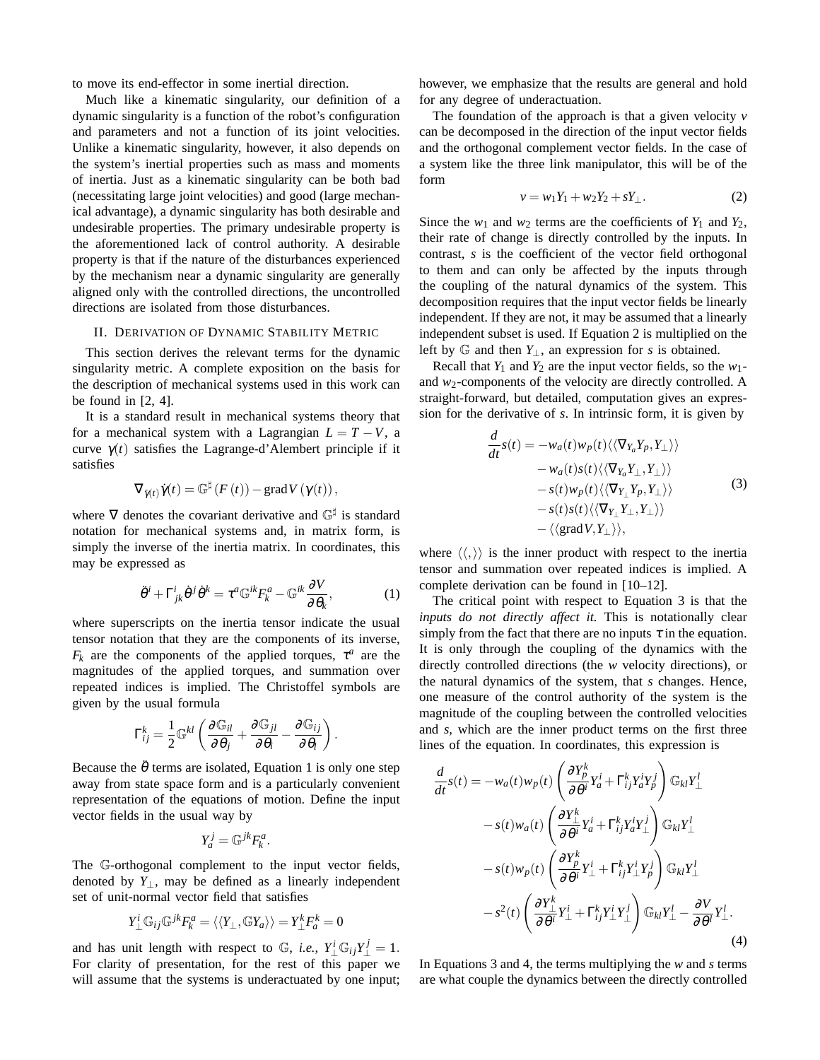to move its end-effector in some inertial direction.

Much like a kinematic singularity, our definition of a dynamic singularity is a function of the robot's configuration and parameters and not a function of its joint velocities. Unlike a kinematic singularity, however, it also depends on the system's inertial properties such as mass and moments of inertia. Just as a kinematic singularity can be both bad (necessitating large joint velocities) and good (large mechanical advantage), a dynamic singularity has both desirable and undesirable properties. The primary undesirable property is the aforementioned lack of control authority. A desirable property is that if the nature of the disturbances experienced by the mechanism near a dynamic singularity are generally aligned only with the controlled directions, the uncontrolled directions are isolated from those disturbances.

## II. Derivation of Dynamic Stability Metric

This section derives the relevant terms for the dynamic singularity metric. A complete exposition on the basis for the description of mechanical systems used in this work can be found in [2, 4].

It is a standard result in mechanical systems theory that for a mechanical system with a Lagrangian $L = T - V$, a curve $\gamma(t)$ satisfies the Lagrange-d'Alembert principle if it satisfies

$$\nabla_{\dot{\gamma}(t)}\dot{\gamma}(t) = \mathbb{G}^{\sharp}\left(F\left(t\right)\right) - \operatorname{grad} V\left(\gamma(t)\right),$$

where $\nabla$ denotes the covariant derivative and $\mathbb{G}^{\sharp}$ is standard notation for mechanical systems and, in matrix form, is simply the inverse of the inertia matrix. In coordinates, this may be expressed as

$$\ddot{\theta}^i + \Gamma^i_{jk}\dot{\theta}^j\dot{\theta}^k = \tau^a \mathbb{G}^{ik} F^a_k - \mathbb{G}^{ik}\frac{\partial V}{\partial \theta_k}, \tag{1}$$

where superscripts on the inertia tensor indicate the usual tensor notation that they are the components of its inverse, $F_k$ are the components of the applied torques, $\tau^a$ are the magnitudes of the applied torques, and summation over repeated indices is implied. The Christoffel symbols are given by the usual formula

$$\Gamma^k_{ij} = \frac{1}{2}\mathbb{G}^{kl}\left(\frac{\partial \mathbb{G}_{il}}{\partial \theta_j} + \frac{\partial \mathbb{G}_{jl}}{\partial \theta_i} - \frac{\partial \mathbb{G}_{ij}}{\partial \theta_l}\right).$$

Because the $\ddot{\theta}$ terms are isolated, Equation 1 is only one step away from state space form and is a particularly convenient representation of the equations of motion. Define the input vector fields in the usual way by

$$Y^j_a = \mathbb{G}^{jk} F^a_k.$$

The $\mathbb{G}$-orthogonal complement to the input vector fields, denoted by $Y_\perp$, may be defined as a linearly independent set of unit-normal vector field that satisfies

$$Y^i_\perp \mathbb{G}_{ij}\mathbb{G}^{jk}F^a_k = \langle\langle Y_\perp, \mathbb{G}Y_a\rangle\rangle = Y^k_\perp F^a_k = 0$$

and has unit length with respect to $\mathbb{G}$, *i.e.*, $Y^i_\perp \mathbb{G}_{ij} Y^j_\perp = 1$. For clarity of presentation, for the rest of this paper we will assume that the systems is underactuated by one input; however, we emphasize that the results are general and hold for any degree of underactuation.

The foundation of the approach is that a given velocity $v$ can be decomposed in the direction of the input vector fields and the orthogonal complement vector fields. In the case of a system like the three link manipulator, this will be of the form

$$v = w_1 Y_1 + w_2 Y_2 + s Y_\perp. \tag{2}$$

Since the $w_1$ and $w_2$ terms are the coefficients of $Y_1$ and $Y_2$, their rate of change is directly controlled by the inputs. In contrast, $s$ is the coefficient of the vector field orthogonal to them and can only be affected by the inputs through the coupling of the natural dynamics of the system. This decomposition requires that the input vector fields be linearly independent. If they are not, it may be assumed that a linearly independent subset is used. If Equation 2 is multiplied on the left by $\mathbb{G}$ and then $Y_\perp$, an expression for $s$ is obtained.

Recall that $Y_1$ and $Y_2$ are the input vector fields, so the $w_1$- and $w_2$-components of the velocity are directly controlled. A straight-forward, but detailed, computation gives an expression for the derivative of $s$. In intrinsic form, it is given by

$$\begin{aligned}\frac{d}{dt}s(t) = &-w_a(t)w_p(t)\langle\langle \nabla_{Y_a}Y_p, Y_\perp\rangle\rangle \\ &- w_a(t)s(t)\langle\langle \nabla_{Y_a}Y_\perp, Y_\perp\rangle\rangle \\ &- s(t)w_p(t)\langle\langle \nabla_{Y_\perp}Y_p, Y_\perp\rangle\rangle \\ &- s(t)s(t)\langle\langle \nabla_{Y_\perp}Y_\perp, Y_\perp\rangle\rangle \\ &- \langle\langle \operatorname{grad} V, Y_\perp\rangle\rangle,\end{aligned} \tag{3}$$

where $\langle\langle , \rangle\rangle$ is the inner product with respect to the inertia tensor and summation over repeated indices is implied. A complete derivation can be found in [10–12].

The critical point with respect to Equation 3 is that the *inputs do not directly affect it.* This is notationally clear simply from the fact that there are no inputs $\tau$ in the equation. It is only through the coupling of the dynamics with the directly controlled directions (the $w$ velocity directions), or the natural dynamics of the system, that $s$ changes. Hence, one measure of the control authority of the system is the magnitude of the coupling between the controlled velocities and $s$, which are the inner product terms on the first three lines of the equation. In coordinates, this expression is

$$\begin{aligned}\frac{d}{dt}s(t) = &-w_a(t)w_p(t)\left(\frac{\partial Y^k_p}{\partial \theta^i}Y^i_a + \Gamma^k_{ij}Y^i_a Y^j_p\right)\mathbb{G}_{kl}Y^l_\perp \\ &- s(t)w_a(t)\left(\frac{\partial Y^k_\perp}{\partial \theta^i}Y^i_a + \Gamma^k_{ij}Y^i_a Y^j_\perp\right)\mathbb{G}_{kl}Y^l_\perp \\ &- s(t)w_p(t)\left(\frac{\partial Y^k_p}{\partial \theta^i}Y^i_\perp + \Gamma^k_{ij}Y^i_\perp Y^j_p\right)\mathbb{G}_{kl}Y^l_\perp \\ &- s^2(t)\left(\frac{\partial Y^k_\perp}{\partial \theta^i}Y^i_\perp + \Gamma^k_{ij}Y^i_\perp Y^j_\perp\right)\mathbb{G}_{kl}Y^l_\perp - \frac{\partial V}{\partial \theta^i}Y^l_\perp.\end{aligned} \tag{4}$$

In Equations 3 and 4, the terms multiplying the $w$ and $s$ terms are what couple the dynamics between the directly controlled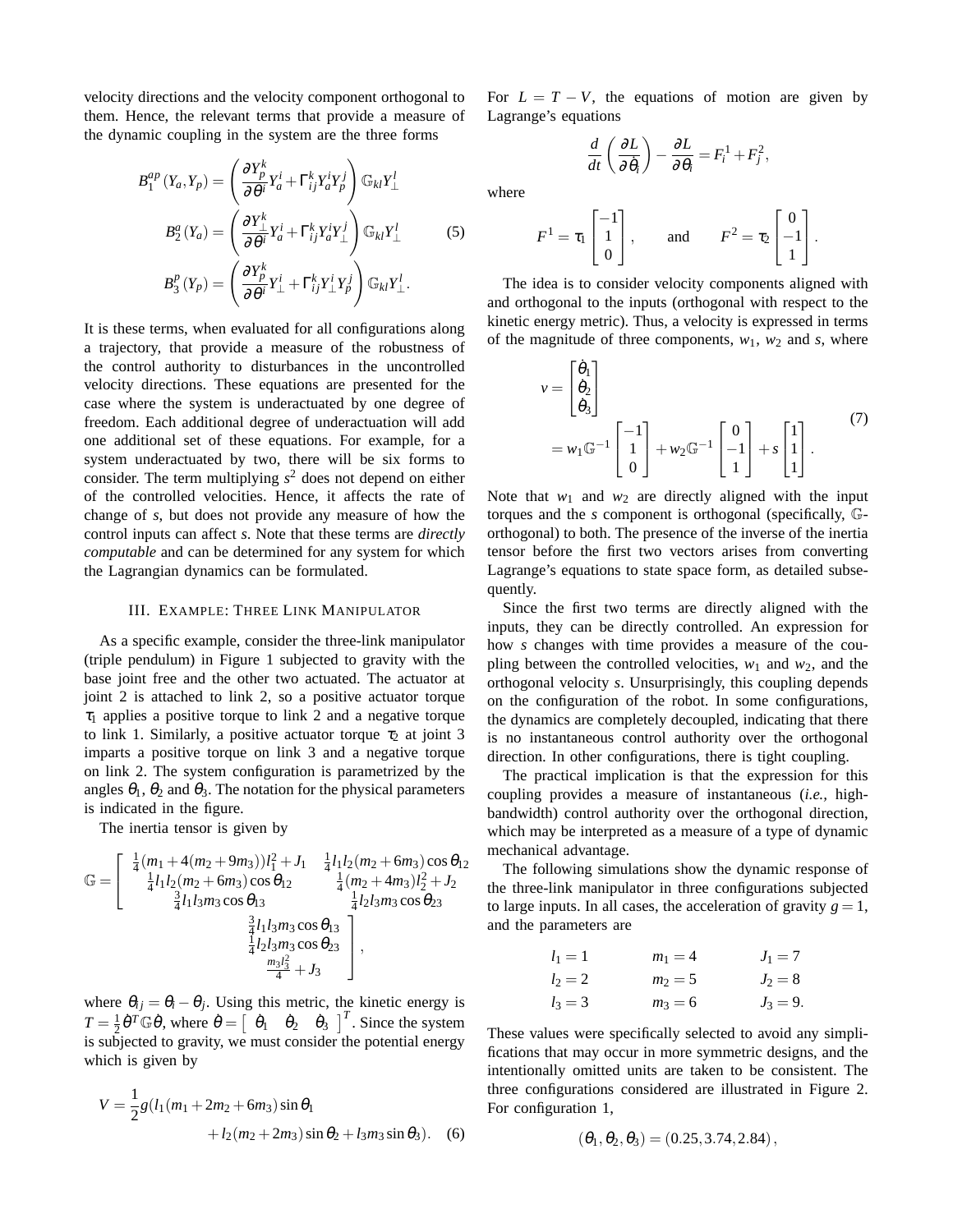velocity directions and the velocity component orthogonal to them. Hence, the relevant terms that provide a measure of the dynamic coupling in the system are the three forms

$$
\begin{aligned}
B_1^{ap}(Y_a, Y_p) &= \left( \frac{\partial Y_p^k}{\partial \theta^i} Y_a^i + \Gamma_{ij}^k Y_a^i Y_p^j \right) \mathbb{G}_{kl} Y_\perp^l \\
B_2^{a}(Y_a) &= \left( \frac{\partial Y_\perp^k}{\partial \theta^i} Y_a^i + \Gamma_{ij}^k Y_a^i Y_\perp^j \right) \mathbb{G}_{kl} Y_\perp^l \\
B_3^{p}(Y_p) &= \left( \frac{\partial Y_p^k}{\partial \theta^i} Y_\perp^i + \Gamma_{ij}^k Y_\perp^i Y_p^j \right) \mathbb{G}_{kl} Y_\perp^l .
\end{aligned} \tag{5}
$$

It is these terms, when evaluated for all configurations along a trajectory, that provide a measure of the robustness of the control authority to disturbances in the uncontrolled velocity directions. These equations are presented for the case where the system is underactuated by one degree of freedom. Each additional degree of underactuation will add one additional set of these equations. For example, for a system underactuated by two, there will be six forms to consider. The term multiplying $s^2$ does not depend on either of the controlled velocities. Hence, it affects the rate of change of $s$, but does not provide any measure of how the control inputs can affect $s$. Note that these terms are *directly computable* and can be determined for any system for which the Lagrangian dynamics can be formulated.

## III. Example: Three Link Manipulator

As a specific example, consider the three-link manipulator (triple pendulum) in Figure 1 subjected to gravity with the base joint free and the other two actuated. The actuator at joint 2 is attached to link 2, so a positive actuator torque $\tau_1$ applies a positive torque to link 2 and a negative torque to link 1. Similarly, a positive actuator torque $\tau_2$ at joint 3 imparts a positive torque on link 3 and a negative torque on link 2. The system configuration is parametrized by the angles $\theta_1$, $\theta_2$ and $\theta_3$. The notation for the physical parameters is indicated in the figure.

The inertia tensor is given by

$$
\mathbb{G} = \begin{bmatrix}
\frac{1}{4}(m_1 + 4(m_2 + 9m_3))l_1^2 + J_1 & \frac{1}{4}l_1 l_2 (m_2 + 6m_3)\cos\theta_{12} & \frac{3}{4}l_1 l_3 m_3 \cos\theta_{13} \\
\frac{1}{4}l_1 l_2 (m_2 + 6m_3)\cos\theta_{12} & \frac{1}{4}(m_2 + 4m_3)l_2^2 + J_2 & \frac{1}{4}l_2 l_3 m_3 \cos\theta_{23} \\
\frac{3}{4}l_1 l_3 m_3 \cos\theta_{13} & \frac{1}{4}l_2 l_3 m_3 \cos\theta_{23} & \frac{m_3 l_3^2}{4} + J_3
\end{bmatrix},
$$

where $\theta_{ij} = \theta_i - \theta_j$. Using this metric, the kinetic energy is $T = \frac{1}{2}\dot{\theta}^T \mathbb{G} \dot{\theta}$, where $\dot{\theta} = \begin{bmatrix} \dot{\theta}_1 & \dot{\theta}_2 & \dot{\theta}_3 \end{bmatrix}^T$. Since the system is subjected to gravity, we must consider the potential energy which is given by

$$
V = \frac{1}{2} g (l_1(m_1 + 2m_2 + 6m_3)\sin\theta_1 + l_2(m_2 + 2m_3)\sin\theta_2 + l_3 m_3 \sin\theta_3). \tag{6}
$$

For $L = T - V$, the equations of motion are given by Lagrange's equations

$$
\frac{d}{dt}\left(\frac{\partial L}{\partial \dot{\theta}_i}\right) - \frac{\partial L}{\partial \theta_i} = F_i^1 + F_j^2,
$$

where

$$
F^1 = \tau_1 \begin{bmatrix} -1 \\ 1 \\ 0 \end{bmatrix}, \qquad \text{and} \qquad F^2 = \tau_2 \begin{bmatrix} 0 \\ -1 \\ 1 \end{bmatrix}.
$$

The idea is to consider velocity components aligned with and orthogonal to the inputs (orthogonal with respect to the kinetic energy metric). Thus, a velocity is expressed in terms of the magnitude of three components, $w_1$, $w_2$ and $s$, where

$$
\begin{aligned}
v &= \begin{bmatrix} \dot{\theta}_1 \\ \dot{\theta}_2 \\ \dot{\theta}_3 \end{bmatrix} \\
&= w_1 \mathbb{G}^{-1} \begin{bmatrix} -1 \\ 1 \\ 0 \end{bmatrix} + w_2 \mathbb{G}^{-1} \begin{bmatrix} 0 \\ -1 \\ 1 \end{bmatrix} + s \begin{bmatrix} 1 \\ 1 \\ 1 \end{bmatrix}.
\end{aligned} \tag{7}
$$

Note that $w_1$ and $w_2$ are directly aligned with the input torques and the $s$ component is orthogonal (specifically, $\mathbb{G}$-orthogonal) to both. The presence of the inverse of the inertia tensor before the first two vectors arises from converting Lagrange's equations to state space form, as detailed subsequently.

Since the first two terms are directly aligned with the inputs, they can be directly controlled. An expression for how $s$ changes with time provides a measure of the coupling between the controlled velocities, $w_1$ and $w_2$, and the orthogonal velocity $s$. Unsurprisingly, this coupling depends on the configuration of the robot. In some configurations, the dynamics are completely decoupled, indicating that there is no instantaneous control authority over the orthogonal direction. In other configurations, there is tight coupling.

The practical implication is that the expression for this coupling provides a measure of instantaneous (*i.e.,* high-bandwidth) control authority over the orthogonal direction, which may be interpreted as a measure of a type of dynamic mechanical advantage.

The following simulations show the dynamic response of the three-link manipulator in three configurations subjected to large inputs. In all cases, the acceleration of gravity $g = 1$, and the parameters are

$$
\begin{array}{lll}
l_1 = 1 & m_1 = 4 & J_1 = 7 \\
l_2 = 2 & m_2 = 5 & J_2 = 8 \\
l_3 = 3 & m_3 = 6 & J_3 = 9.
\end{array}
$$

These values were specifically selected to avoid any simplifications that may occur in more symmetric designs, and the intentionally omitted units are taken to be consistent. The three configurations considered are illustrated in Figure 2. For configuration 1,

$$
(\theta_1, \theta_2, \theta_3) = (0.25, 3.74, 2.84),
$$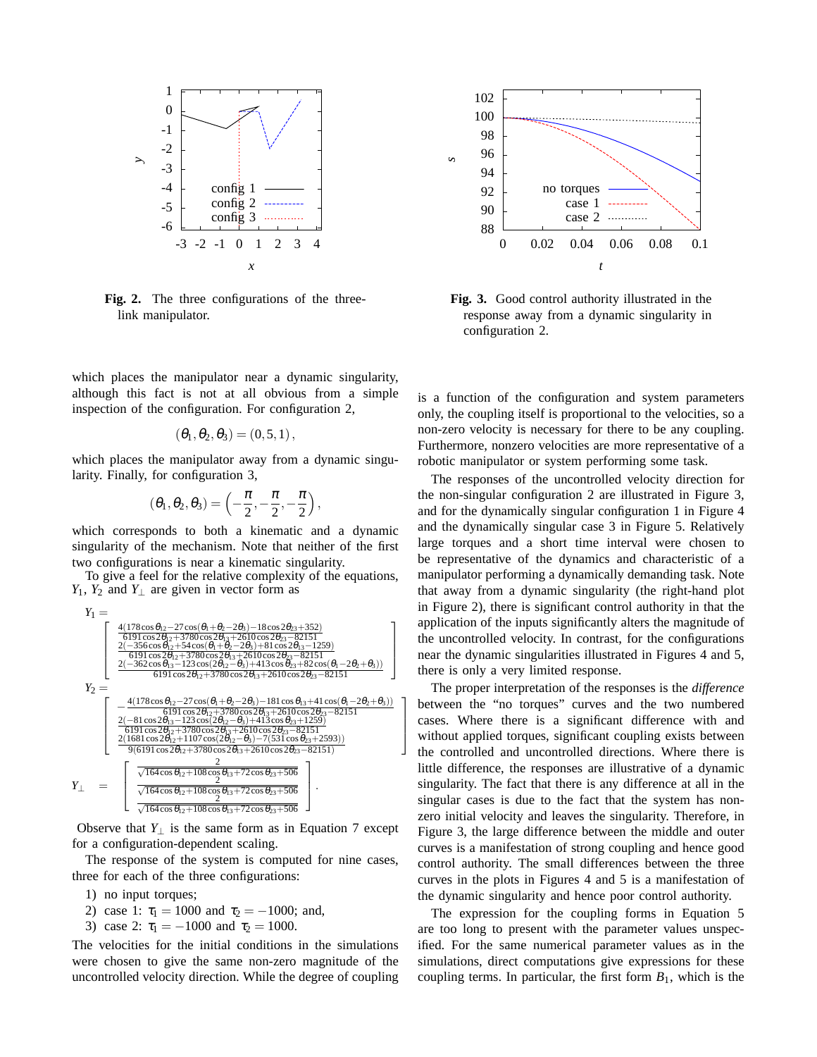Fig. 2. The three configurations of the three-link manipulator.

Fig. 3. Good control authority illustrated in the response away from a dynamic singularity in configuration 2.

which places the manipulator near a dynamic singularity, although this fact is not at all obvious from a simple inspection of the configuration. For configuration 2,

$$(\theta_1, \theta_2, \theta_3) = (0, 5, 1),$$

which places the manipulator away from a dynamic singularity. Finally, for configuration 3,

$$(\theta_1, \theta_2, \theta_3) = \left(-\frac{\pi}{2}, -\frac{\pi}{2}, -\frac{\pi}{2}\right),$$

which corresponds to both a kinematic and a dynamic singularity of the mechanism. Note that neither of the first two configurations is near a kinematic singularity.

To give a feel for the relative complexity of the equations, $Y_1$, $Y_2$ and $Y_\perp$ are given in vector form as

$$Y_1 = \begin{bmatrix} \frac{4(178\cos\theta_{12} - 27\cos(\theta_1+\theta_2-2\theta_3) - 18\cos 2\theta_{23} + 352)}{6191\cos 2\theta_{12} + 3780\cos 2\theta_{13} + 2610\cos 2\theta_{23} - 82151} \\ \frac{2(-356\cos\theta_{12} + 54\cos(\theta_1+\theta_2-2\theta_3) + 81\cos 2\theta_{13} - 1259)}{6191\cos 2\theta_{12} + 3780\cos 2\theta_{13} + 2610\cos 2\theta_{23} - 82151} \\ \frac{2(-362\cos\theta_{13} - 123\cos(2\theta_{12}-\theta_3) + 413\cos\theta_{23} + 82\cos(\theta_1 - 2\theta_2 + \theta_3))}{6191\cos 2\theta_{12} + 3780\cos 2\theta_{13} + 2610\cos 2\theta_{23} - 82151} \end{bmatrix}$$

$$Y_2 = \begin{bmatrix} -\frac{4(178\cos\theta_{12} - 27\cos(\theta_1+\theta_2-2\theta_3) - 181\cos\theta_{13} + 41\cos(\theta_1 - 2\theta_2 + \theta_3))}{6191\cos 2\theta_{12} + 3780\cos 2\theta_{13} + 2610\cos 2\theta_{23} - 82151} \\ \frac{2(-81\cos 2\theta_{13} - 123\cos(2\theta_{12}-\theta_3) + 413\cos\theta_{23} + 1259)}{6191\cos 2\theta_{12} + 3780\cos 2\theta_{13} + 2610\cos 2\theta_{23} - 82151} \\ \frac{2(1681\cos 2\theta_{12} + 1107\cos(2\theta_{12}-\theta_3) - 7(531\cos\theta_{23} + 2593))}{9(6191\cos 2\theta_{12} + 3780\cos 2\theta_{13} + 2610\cos 2\theta_{23} - 82151)} \end{bmatrix}$$

$$Y_\perp = \begin{bmatrix} \frac{2}{\sqrt{164\cos\theta_{12} + 108\cos\theta_{13} + 72\cos\theta_{23} + 506}} \\ \frac{2}{\sqrt{164\cos\theta_{12} + 108\cos\theta_{13} + 72\cos\theta_{23} + 506}} \\ \frac{2}{\sqrt{164\cos\theta_{12} + 108\cos\theta_{13} + 72\cos\theta_{23} + 506}} \end{bmatrix}.$$

Observe that $Y_\perp$ is the same form as in Equation 7 except for a configuration-dependent scaling.

The response of the system is computed for nine cases, three for each of the three configurations:

1) no input torques;
2) case 1: $\tau_1 = 1000$ and $\tau_2 = -1000$; and,
3) case 2: $\tau_1 = -1000$ and $\tau_2 = 1000$.

The velocities for the initial conditions in the simulations were chosen to give the same non-zero magnitude of the uncontrolled velocity direction. While the degree of coupling is a function of the configuration and system parameters only, the coupling itself is proportional to the velocities, so a non-zero velocity is necessary for there to be any coupling. Furthermore, nonzero velocities are more representative of a robotic manipulator or system performing some task.

The responses of the uncontrolled velocity direction for the non-singular configuration 2 are illustrated in Figure 3, and for the dynamically singular configuration 1 in Figure 4 and the dynamically singular case 3 in Figure 5. Relatively large torques and a short time interval were chosen to be representative of the dynamics and characteristic of a manipulator performing a dynamically demanding task. Note that away from a dynamic singularity (the right-hand plot in Figure 2), there is significant control authority in that the application of the inputs significantly alters the magnitude of the uncontrolled velocity. In contrast, for the configurations near the dynamic singularities illustrated in Figures 4 and 5, there is only a very limited response.

The proper interpretation of the responses is the *difference* between the "no torques" curves and the two numbered cases. Where there is a significant difference with and without applied torques, significant coupling exists between the controlled and uncontrolled directions. Where there is little difference, the responses are illustrative of a dynamic singularity. The fact that there is any difference at all in the singular cases is due to the fact that the system has non-zero initial velocity and leaves the singularity. Therefore, in Figure 3, the large difference between the middle and outer curves is a manifestation of strong coupling and hence good control authority. The small differences between the three curves in the plots in Figures 4 and 5 is a manifestation of the dynamic singularity and hence poor control authority.

The expression for the coupling forms in Equation 5 are too long to present with the parameter values unspecified. For the same numerical parameter values as in the simulations, direct computations give expressions for these coupling terms. In particular, the first form $B_1$, which is the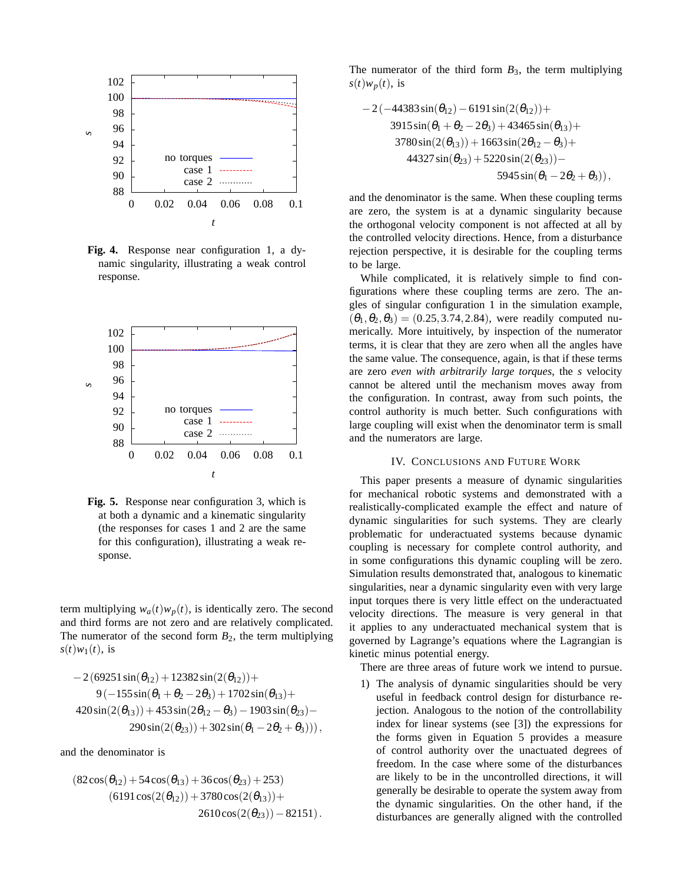Fig. 4. Response near configuration 1, a dynamic singularity, illustrating a weak control response.

Fig. 5. Response near configuration 3, which is at both a dynamic and a kinematic singularity (the responses for cases 1 and 2 are the same for this configuration), illustrating a weak response.

term multiplying $w_a(t)w_p(t)$, is identically zero. The second and third forms are not zero and are relatively complicated. The numerator of the second form $B_2$, the term multiplying $s(t)w_1(t)$, is

$$
\begin{aligned}
&-2\,(69251\sin(\theta_{12}) + 12382\sin(2(\theta_{12})) + \\
&\quad 9\,(-155\sin(\theta_1+\theta_2-2\theta_3) + 1702\sin(\theta_{13}) + \\
&\quad 420\sin(2(\theta_{13})) + 453\sin(2\theta_{12}-\theta_3) - 1903\sin(\theta_{23}) - \\
&\quad 290\sin(2(\theta_{23})) + 302\sin(\theta_1-2\theta_2+\theta_3)))\,,
\end{aligned}
$$

and the denominator is

$$
\begin{aligned}
&(82\cos(\theta_{12}) + 54\cos(\theta_{13}) + 36\cos(\theta_{23}) + 253) \\
&\quad (6191\cos(2(\theta_{12})) + 3780\cos(2(\theta_{13})) + \\
&\quad 2610\cos(2(\theta_{23})) - 82151)\,.
\end{aligned}
$$

The numerator of the third form $B_3$, the term multiplying $s(t)w_p(t)$, is

$$
\begin{aligned}
&-2\,(-44383\sin(\theta_{12}) - 6191\sin(2(\theta_{12})) + \\
&\quad 3915\sin(\theta_1+\theta_2-2\theta_3) + 43465\sin(\theta_{13}) + \\
&\quad 3780\sin(2(\theta_{13})) + 1663\sin(2\theta_{12}-\theta_3) + \\
&\quad 44327\sin(\theta_{23}) + 5220\sin(2(\theta_{23})) - \\
&\quad 5945\sin(\theta_1-2\theta_2+\theta_3))\,,
\end{aligned}
$$

and the denominator is the same. When these coupling terms are zero, the system is at a dynamic singularity because the orthogonal velocity component is not affected at all by the controlled velocity directions. Hence, from a disturbance rejection perspective, it is desirable for the coupling terms to be large.

While complicated, it is relatively simple to find configurations where these coupling terms are zero. The angles of singular configuration 1 in the simulation example, $(\theta_1, \theta_2, \theta_3) = (0.25, 3.74, 2.84)$, were readily computed numerically. More intuitively, by inspection of the numerator terms, it is clear that they are zero when all the angles have the same value. The consequence, again, is that if these terms are zero *even with arbitrarily large torques*, the $s$ velocity cannot be altered until the mechanism moves away from the configuration. In contrast, away from such points, the control authority is much better. Such configurations with large coupling will exist when the denominator term is small and the numerators are large.

## IV. Conclusions and Future Work

This paper presents a measure of dynamic singularities for mechanical robotic systems and demonstrated with a realistically-complicated example the effect and nature of dynamic singularities for such systems. They are clearly problematic for underactuated systems because dynamic coupling is necessary for complete control authority, and in some configurations this dynamic coupling will be zero. Simulation results demonstrated that, analogous to kinematic singularities, near a dynamic singularity even with very large input torques there is very little effect on the underactuated velocity directions. The measure is very general in that it applies to any underactuated mechanical system that is governed by Lagrange's equations where the Lagrangian is kinetic minus potential energy.

There are three areas of future work we intend to pursue.

1) The analysis of dynamic singularities should be very useful in feedback control design for disturbance rejection. Analogous to the notion of the controllability index for linear systems (see [3]) the expressions for the forms given in Equation 5 provides a measure of control authority over the unactuated degrees of freedom. In the case where some of the disturbances are likely to be in the uncontrolled directions, it will generally be desirable to operate the system away from the dynamic singularities. On the other hand, if the disturbances are generally aligned with the controlled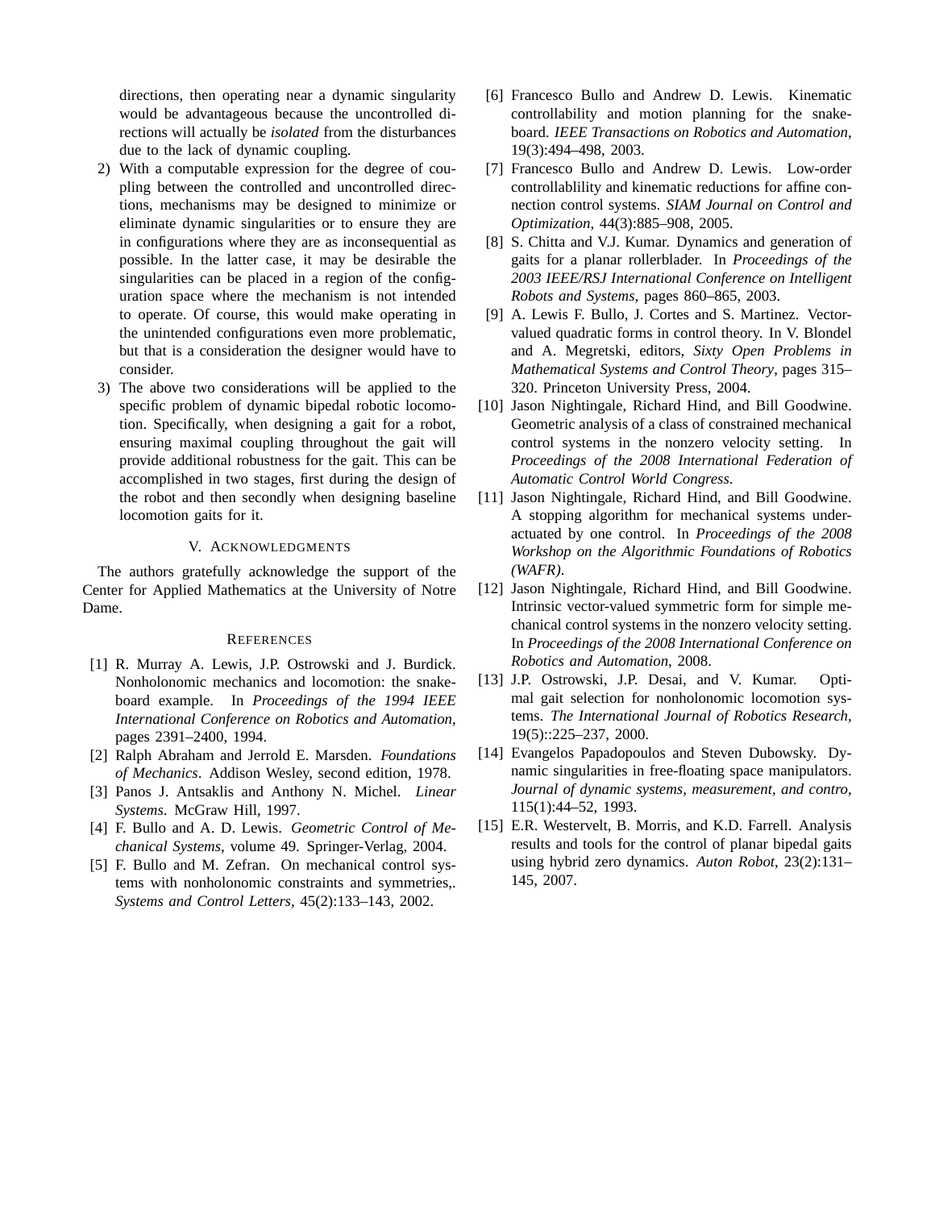directions, then operating near a dynamic singularity would be advantageous because the uncontrolled directions will actually be *isolated* from the disturbances due to the lack of dynamic coupling.

2) With a computable expression for the degree of coupling between the controlled and uncontrolled directions, mechanisms may be designed to minimize or eliminate dynamic singularities or to ensure they are in configurations where they are as inconsequential as possible. In the latter case, it may be desirable the singularities can be placed in a region of the configuration space where the mechanism is not intended to operate. Of course, this would make operating in the unintended configurations even more problematic, but that is a consideration the designer would have to consider.
3) The above two considerations will be applied to the specific problem of dynamic bipedal robotic locomotion. Specifically, when designing a gait for a robot, ensuring maximal coupling throughout the gait will provide additional robustness for the gait. This can be accomplished in two stages, first during the design of the robot and then secondly when designing baseline locomotion gaits for it.

## V. Acknowledgments

The authors gratefully acknowledge the support of the Center for Applied Mathematics at the University of Notre Dame.

## References

[1] R. Murray A. Lewis, J.P. Ostrowski and J. Burdick. Nonholonomic mechanics and locomotion: the snakeboard example. In *Proceedings of the 1994 IEEE International Conference on Robotics and Automation*, pages 2391–2400, 1994.

[2] Ralph Abraham and Jerrold E. Marsden. *Foundations of Mechanics*. Addison Wesley, second edition, 1978.

[3] Panos J. Antsaklis and Anthony N. Michel. *Linear Systems*. McGraw Hill, 1997.

[4] F. Bullo and A. D. Lewis. *Geometric Control of Mechanical Systems*, volume 49. Springer-Verlag, 2004.

[5] F. Bullo and M. Zefran. On mechanical control systems with nonholonomic constraints and symmetries,. *Systems and Control Letters*, 45(2):133–143, 2002.

[6] Francesco Bullo and Andrew D. Lewis. Kinematic controllability and motion planning for the snakeboard. *IEEE Transactions on Robotics and Automation*, 19(3):494–498, 2003.

[7] Francesco Bullo and Andrew D. Lewis. Low-order controllablility and kinematic reductions for affine connection control systems. *SIAM Journal on Control and Optimization*, 44(3):885–908, 2005.

[8] S. Chitta and V.J. Kumar. Dynamics and generation of gaits for a planar rollerblader. In *Proceedings of the 2003 IEEE/RSJ International Conference on Intelligent Robots and Systems*, pages 860–865, 2003.

[9] A. Lewis F. Bullo, J. Cortes and S. Martinez. Vector-valued quadratic forms in control theory. In V. Blondel and A. Megretski, editors, *Sixty Open Problems in Mathematical Systems and Control Theory*, pages 315–320. Princeton University Press, 2004.

[10] Jason Nightingale, Richard Hind, and Bill Goodwine. Geometric analysis of a class of constrained mechanical control systems in the nonzero velocity setting. In *Proceedings of the 2008 International Federation of Automatic Control World Congress*.

[11] Jason Nightingale, Richard Hind, and Bill Goodwine. A stopping algorithm for mechanical systems underactuated by one control. In *Proceedings of the 2008 Workshop on the Algorithmic Foundations of Robotics (WAFR)*.

[12] Jason Nightingale, Richard Hind, and Bill Goodwine. Intrinsic vector-valued symmetric form for simple mechanical control systems in the nonzero velocity setting. In *Proceedings of the 2008 International Conference on Robotics and Automation*, 2008.

[13] J.P. Ostrowski, J.P. Desai, and V. Kumar. Optimal gait selection for nonholonomic locomotion systems. *The International Journal of Robotics Research*, 19(5)::225–237, 2000.

[14] Evangelos Papadopoulos and Steven Dubowsky. Dynamic singularities in free-floating space manipulators. *Journal of dynamic systems, measurement, and contro*, 115(1):44–52, 1993.

[15] E.R. Westervelt, B. Morris, and K.D. Farrell. Analysis results and tools for the control of planar bipedal gaits using hybrid zero dynamics. *Auton Robot*, 23(2):131–145, 2007.